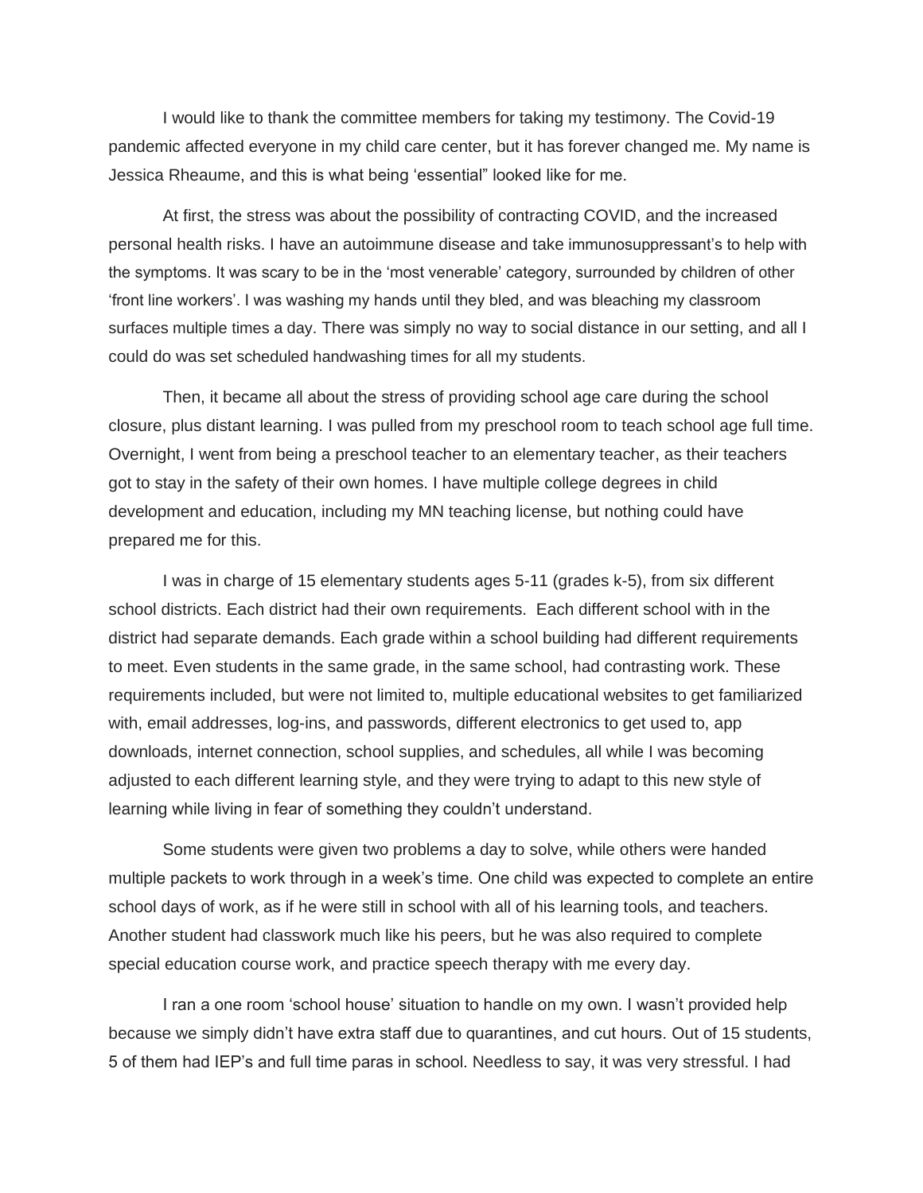I would like to thank the committee members for taking my testimony. The Covid-19 pandemic affected everyone in my child care center, but it has forever changed me. My name is Jessica Rheaume, and this is what being 'essential" looked like for me.

At first, the stress was about the possibility of contracting COVID, and the increased personal health risks. I have an autoimmune disease and take immunosuppressant's to help with the symptoms. It was scary to be in the 'most venerable' category, surrounded by children of other 'front line workers'. I was washing my hands until they bled, and was bleaching my classroom surfaces multiple times a day. There was simply no way to social distance in our setting, and all I could do was set scheduled handwashing times for all my students.

Then, it became all about the stress of providing school age care during the school closure, plus distant learning. I was pulled from my preschool room to teach school age full time. Overnight, I went from being a preschool teacher to an elementary teacher, as their teachers got to stay in the safety of their own homes. I have multiple college degrees in child development and education, including my MN teaching license, but nothing could have prepared me for this.

I was in charge of 15 elementary students ages 5-11 (grades k-5), from six different school districts. Each district had their own requirements. Each different school with in the district had separate demands. Each grade within a school building had different requirements to meet. Even students in the same grade, in the same school, had contrasting work. These requirements included, but were not limited to, multiple educational websites to get familiarized with, email addresses, log-ins, and passwords, different electronics to get used to, app downloads, internet connection, school supplies, and schedules, all while I was becoming adjusted to each different learning style, and they were trying to adapt to this new style of learning while living in fear of something they couldn't understand.

Some students were given two problems a day to solve, while others were handed multiple packets to work through in a week's time. One child was expected to complete an entire school days of work, as if he were still in school with all of his learning tools, and teachers. Another student had classwork much like his peers, but he was also required to complete special education course work, and practice speech therapy with me every day.

I ran a one room 'school house' situation to handle on my own. I wasn't provided help because we simply didn't have extra staff due to quarantines, and cut hours. Out of 15 students, 5 of them had IEP's and full time paras in school. Needless to say, it was very stressful. I had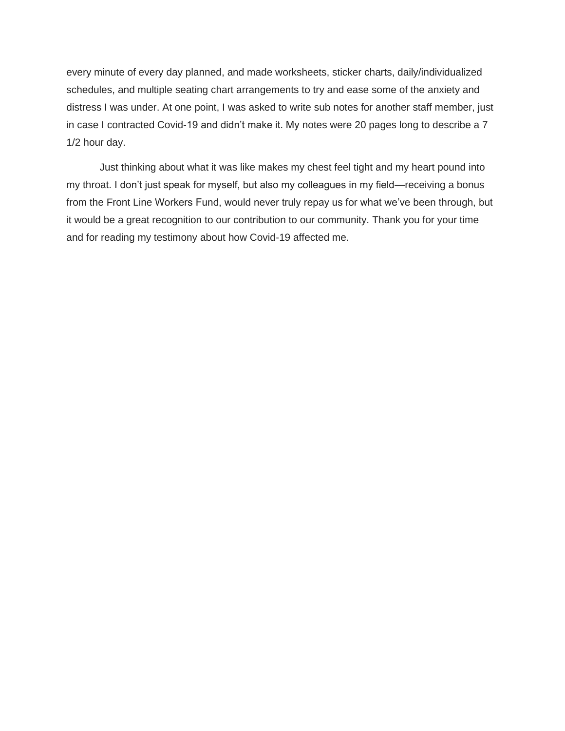every minute of every day planned, and made worksheets, sticker charts, daily/individualized schedules, and multiple seating chart arrangements to try and ease some of the anxiety and distress I was under. At one point, I was asked to write sub notes for another staff member, just in case I contracted Covid-19 and didn't make it. My notes were 20 pages long to describe a 7 1/2 hour day.

Just thinking about what it was like makes my chest feel tight and my heart pound into my throat. I don't just speak for myself, but also my colleagues in my field—receiving a bonus from the Front Line Workers Fund, would never truly repay us for what we've been through, but it would be a great recognition to our contribution to our community. Thank you for your time and for reading my testimony about how Covid-19 affected me.